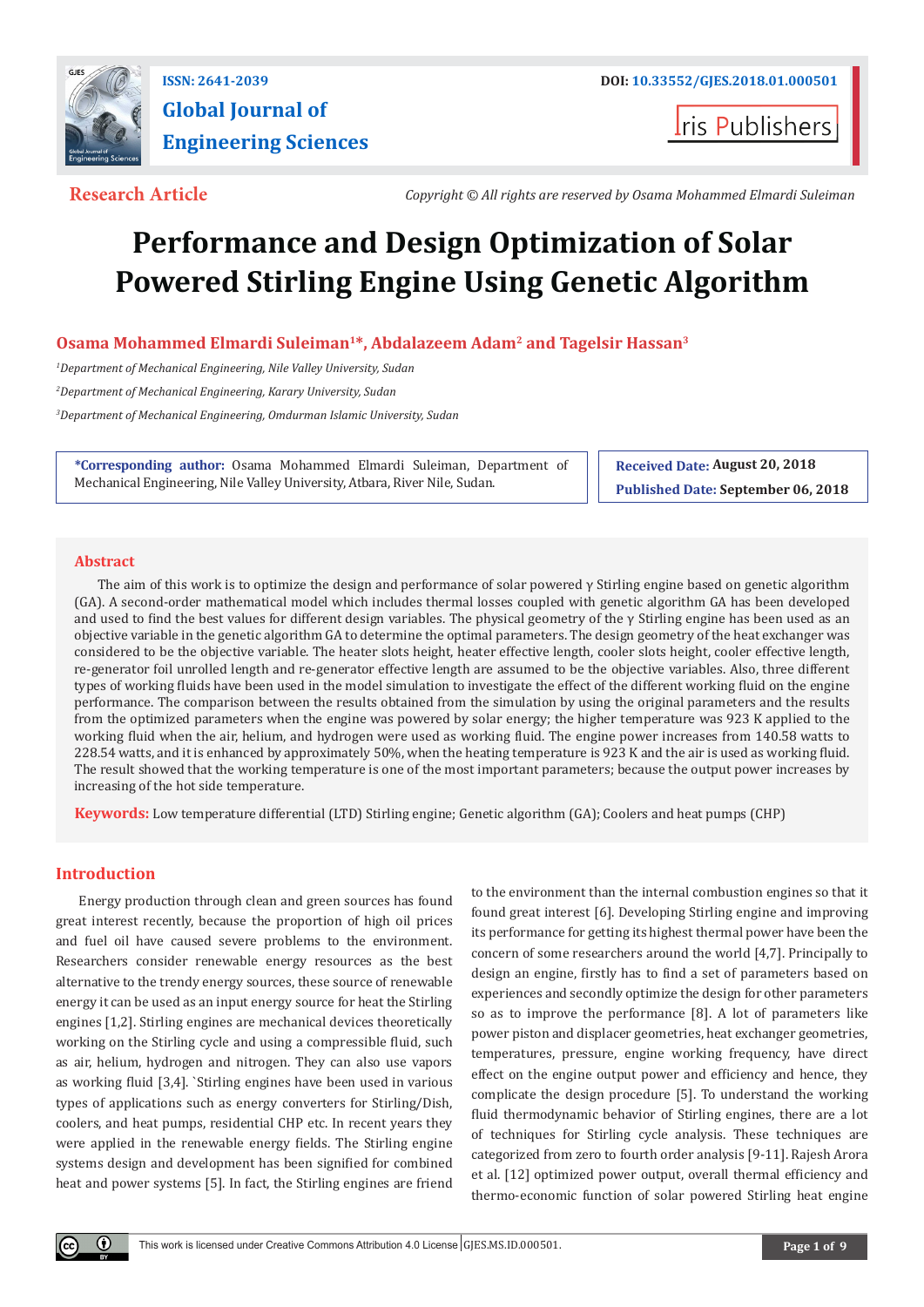ISSN: 2641-2039

DOI: 10.33552/GJES.2018.01.000501

# Global Journal of Engineering Sciences

Iris Publishers

**Research Article**

*Copyright © All rights are reserved by Osama Mohammed Elmardi Suleiman*

# Performance and Design Optimization of Solar Powered Stirling Engine Using Genetic Algorithm

**Osama Mohammed Elmardi Suleiman[1]*, Abdalazeem Adam[2] and Tagelsir Hassan[3]**

[1]*Department of Mechanical Engineering, Nile Valley University, Sudan*

[2]*Department of Mechanical Engineering, Karary University, Sudan*

[3]*Department of Mechanical Engineering, Omdurman Islamic University, Sudan*

**\*Corresponding author:** Osama Mohammed Elmardi Suleiman, Department of Mechanical Engineering, Nile Valley University, Atbara, River Nile, Sudan.

**Received Date:** August 20, 2018

**Published Date:** September 06, 2018

## Abstract

The aim of this work is to optimize the design and performance of solar powered γ Stirling engine based on genetic algorithm (GA). A second-order mathematical model which includes thermal losses coupled with genetic algorithm GA has been developed and used to find the best values for different design variables. The physical geometry of the γ Stirling engine has been used as an objective variable in the genetic algorithm GA to determine the optimal parameters. The design geometry of the heat exchanger was considered to be the objective variable. The heater slots height, heater effective length, cooler slots height, cooler effective length, re-generator foil unrolled length and re-generator effective length are assumed to be the objective variables. Also, three different types of working fluids have been used in the model simulation to investigate the effect of the different working fluid on the engine performance. The comparison between the results obtained from the simulation by using the original parameters and the results from the optimized parameters when the engine was powered by solar energy; the higher temperature was 923 K applied to the working fluid when the air, helium, and hydrogen were used as working fluid. The engine power increases from 140.58 watts to 228.54 watts, and it is enhanced by approximately 50%, when the heating temperature is 923 K and the air is used as working fluid. The result showed that the working temperature is one of the most important parameters; because the output power increases by increasing of the hot side temperature.

**Keywords:** Low temperature differential (LTD) Stirling engine; Genetic algorithm (GA); Coolers and heat pumps (CHP)

## Introduction

Energy production through clean and green sources has found great interest recently, because the proportion of high oil prices and fuel oil have caused severe problems to the environment. Researchers consider renewable energy resources as the best alternative to the trendy energy sources, these source of renewable energy it can be used as an input energy source for heat the Stirling engines [1,2]. Stirling engines are mechanical devices theoretically working on the Stirling cycle and using a compressible fluid, such as air, helium, hydrogen and nitrogen. They can also use vapors as working fluid [3,4]. `Stirling engines have been used in various types of applications such as energy converters for Stirling/Dish, coolers, and heat pumps, residential CHP etc. In recent years they were applied in the renewable energy fields. The Stirling engine systems design and development has been signified for combined heat and power systems [5]. In fact, the Stirling engines are friend to the environment than the internal combustion engines so that it found great interest [6]. Developing Stirling engine and improving its performance for getting its highest thermal power have been the concern of some researchers around the world [4,7]. Principally to design an engine, firstly has to find a set of parameters based on experiences and secondly optimize the design for other parameters so as to improve the performance [8]. A lot of parameters like power piston and displacer geometries, heat exchanger geometries, temperatures, pressure, engine working frequency, have direct effect on the engine output power and efficiency and hence, they complicate the design procedure [5]. To understand the working fluid thermodynamic behavior of Stirling engines, there are a lot of techniques for Stirling cycle analysis. These techniques are categorized from zero to fourth order analysis [9-11]. Rajesh Arora et al. [12] optimized power output, overall thermal efficiency and thermo-economic function of solar powered Stirling heat engine

This work is licensed under Creative Commons Attribution 4.0 License GJES.MS.ID.000501.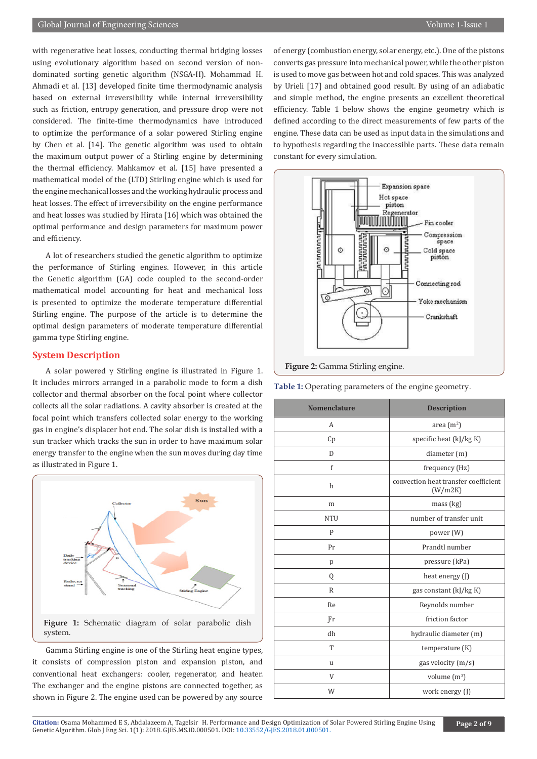with regenerative heat losses, conducting thermal bridging losses using evolutionary algorithm based on second version of non-dominated sorting genetic algorithm (NSGA-II). Mohammad H. Ahmadi et al. [13] developed finite time thermodynamic analysis based on external irreversibility while internal irreversibility such as friction, entropy generation, and pressure drop were not considered. The finite-time thermodynamics have introduced to optimize the performance of a solar powered Stirling engine by Chen et al. [14]. The genetic algorithm was used to obtain the maximum output power of a Stirling engine by determining the thermal efficiency. Mahkamov et al. [15] have presented a mathematical model of the (LTD) Stirling engine which is used for the engine mechanical losses and the working hydraulic process and heat losses. The effect of irreversibility on the engine performance and heat losses was studied by Hirata [16] which was obtained the optimal performance and design parameters for maximum power and efficiency.

A lot of researchers studied the genetic algorithm to optimize the performance of Stirling engines. However, in this article the Genetic algorithm (GA) code coupled to the second-order mathematical model accounting for heat and mechanical loss is presented to optimize the moderate temperature differential Stirling engine. The purpose of the article is to determine the optimal design parameters of moderate temperature differential gamma type Stirling engine.

## System Description

A solar powered γ Stirling engine is illustrated in Figure 1. It includes mirrors arranged in a parabolic mode to form a dish collector and thermal absorber on the focal point where collector collects all the solar radiations. A cavity absorber is created at the focal point which transfers collected solar energy to the working gas in engine's displacer hot end. The solar dish is installed with a sun tracker which tracks the sun in order to have maximum solar energy transfer to the engine when the sun moves during day time as illustrated in Figure 1.

**Figure 1:** Schematic diagram of solar parabolic dish system.

Gamma Stirling engine is one of the Stirling heat engine types, it consists of compression piston and expansion piston, and conventional heat exchangers: cooler, regenerator, and heater. The exchanger and the engine pistons are connected together, as shown in Figure 2. The engine used can be powered by any source of energy (combustion energy, solar energy, etc.). One of the pistons converts gas pressure into mechanical power, while the other piston is used to move gas between hot and cold spaces. This was analyzed by Urieli [17] and obtained good result. By using of an adiabatic and simple method, the engine presents an excellent theoretical efficiency. Table 1 below shows the engine geometry which is defined according to the direct measurements of few parts of the engine. These data can be used as input data in the simulations and to hypothesis regarding the inaccessible parts. These data remain constant for every simulation.

**Figure 2:** Gamma Stirling engine.

**Table 1:** Operating parameters of the engine geometry.

| Nomenclature | Description |
|---|---|
| A | area ($m^2$) |
| Cp | specific heat (kJ/kg K) |
| D | diameter (m) |
| f | frequency (Hz) |
| h | convection heat transfer coefficient (W/m2K) |
| m | mass (kg) |
| NTU | number of transfer unit |
| P | power (W) |
| Pr | Prandtl number |
| p | pressure (kPa) |
| Q | heat energy (J) |
| R | gas constant (kJ/kg K) |
| Re | Reynolds number |
| Fr | friction factor |
| dh | hydraulic diameter (m) |
| T | temperature (K) |
| u | gas velocity (m/s) |
| V | volume ($m^3$) |
| W | work energy (J) |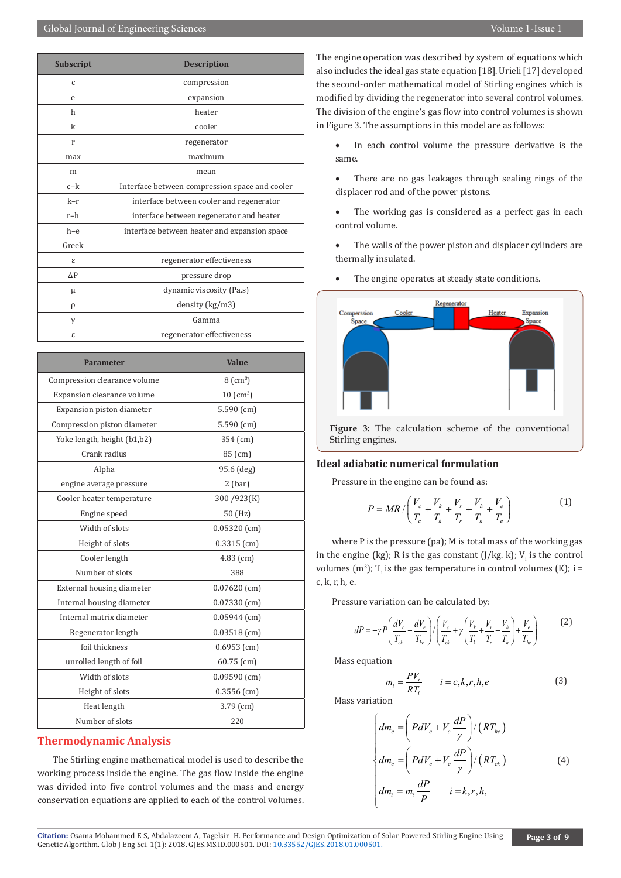| Subscript | Description |
|---|---|
| c | compression |
| e | expansion |
| h | heater |
| k | cooler |
| r | regenerator |
| max | maximum |
| m | mean |
| c–k | Interface between compression space and cooler |
| k–r | interface between cooler and regenerator |
| r–h | interface between regenerator and heater |
| h–e | interface between heater and expansion space |
| Greek | |
| ε | regenerator effectiveness |
| ΔP | pressure drop |
| μ | dynamic viscosity (Pa.s) |
| ρ | density (kg/m3) |
| γ | Gamma |
| ε | regenerator effectiveness |

| Parameter | Value |
|---|---|
| Compression clearance volume | 8 (cm$^3$) |
| Expansion clearance volume | 10 (cm$^3$) |
| Expansion piston diameter | 5.590 (cm) |
| Compression piston diameter | 5.590 (cm) |
| Yoke length, height (b1,b2) | 354 (cm) |
| Crank radius | 85 (cm) |
| Alpha | 95.6 (deg) |
| engine average pressure | 2 (bar) |
| Cooler heater temperature | 300 /923(K) |
| Engine speed | 50 (Hz) |
| Width of slots | 0.05320 (cm) |
| Height of slots | 0.3315 (cm) |
| Cooler length | 4.83 (cm) |
| Number of slots | 388 |
| External housing diameter | 0.07620 (cm) |
| Internal housing diameter | 0.07330 (cm) |
| Internal matrix diameter | 0.05944 (cm) |
| Regenerator length | 0.03518 (cm) |
| foil thickness | 0.6953 (cm) |
| unrolled length of foil | 60.75 (cm) |
| Width of slots | 0.09590 (cm) |
| Height of slots | 0.3556 (cm) |
| Heat length | 3.79 (cm) |
| Number of slots | 220 |

## Thermodynamic Analysis

The Stirling engine mathematical model is used to describe the working process inside the engine. The gas flow inside the engine was divided into five control volumes and the mass and energy conservation equations are applied to each of the control volumes. The engine operation was described by system of equations which also includes the ideal gas state equation [18]. Urieli [17] developed the second-order mathematical model of Stirling engines which is modified by dividing the regenerator into several control volumes. The division of the engine's gas flow into control volumes is shown in Figure 3. The assumptions in this model are as follows:

- In each control volume the pressure derivative is the same.
- There are no gas leakages through sealing rings of the displacer rod and of the power pistons.
- The working gas is considered as a perfect gas in each control volume.
- The walls of the power piston and displacer cylinders are thermally insulated.
- The engine operates at steady state conditions.

**Figure 3:** The calculation scheme of the conventional Stirling engines.

### Ideal adiabatic numerical formulation

Pressure in the engine can be found as:

$$P = MR / \left( \frac{V_c}{T_c} + \frac{V_k}{T_k} + \frac{V_r}{T_r} + \frac{V_h}{T_h} + \frac{V_e}{T_e} \right) \tag{1}$$

where P is the pressure (pa); M is total mass of the working gas in the engine (kg); R is the gas constant (J/kg. k); $V_i$ is the control volumes (m$^3$); $T_i$ is the gas temperature in control volumes (K); i = c, k, r, h, e.

Pressure variation can be calculated by:

$$dP = -\gamma P \left( \frac{dV_c}{T_{ck}} + \frac{dV_e}{T_{he}} \right) / \left( \frac{V_c}{T_{ck}} + \gamma \left( \frac{V_k}{T_k} + \frac{V_r}{T_r} + \frac{V_h}{T_h} \right) + \frac{V_e}{T_{he}} \right) \tag{2}$$

Mass equation

$$m_i = \frac{PV_i}{RT_i} \qquad i = c,k,r,h,e \tag{3}$$

Mass variation

$$\begin{cases} dm_e = \left( PdV_e + V_e \dfrac{dP}{\gamma} \right) / \left( RT_{he} \right) \\ dm_c = \left( PdV_c + V_c \dfrac{dP}{\gamma} \right) / \left( RT_{ck} \right) \\ dm_i = m_i \dfrac{dP}{P} \qquad i = k,r,h, \end{cases} \tag{4}$$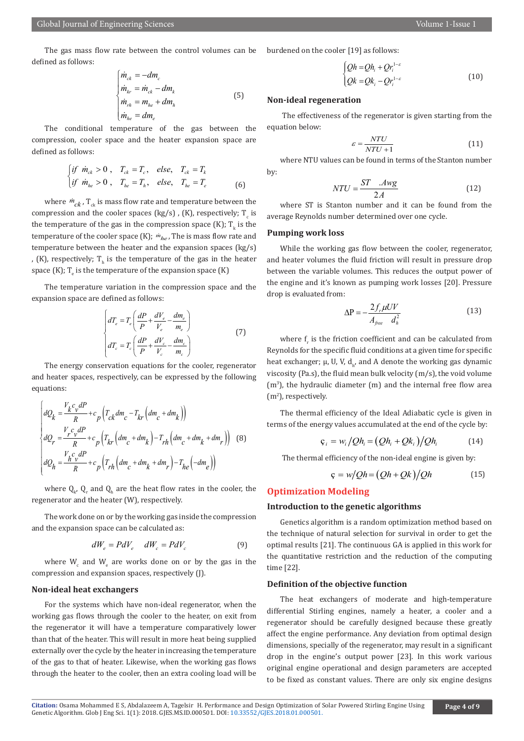The gas mass flow rate between the control volumes can be defined as follows:

$$\begin{cases} \dot{m}_{ck} = -dm_c \\ \dot{m}_{kr} = \dot{m}_{ck} - dm_k \\ \dot{m}_{rh} = m_{he} + dm_h \\ \dot{m}_{he} = dm_e \end{cases} \quad (5)$$

The conditional temperature of the gas between the compression, cooler space and the heater expansion space are defined as follows:

$$\begin{cases} if \ \dot{m}_{ck} > 0, \quad T_{ck} = T_c, \quad else, \quad T_{ck} = T_k \\ if \ \dot{m}_{he} > 0, \quad T_{he} = T_h, \quad else, \quad T_{he} = T_e \end{cases} \quad (6)$$

where $\dot{m}_{ck}$, $T_{ck}$ is mass flow rate and temperature between the compression and the cooler spaces (kg/s) , (K), respectively; $T_c$ is the temperature of the gas in the compression space (K); $T_k$ is the temperature of the cooler space (K); $\dot{m}_{he}$, The is mass flow rate and temperature between the heater and the expansion spaces (kg/s) , (K), respectively; $T_h$ is the temperature of the gas in the heater space (K); $T_e$ is the temperature of the expansion space (K)

The temperature variation in the compression space and the expansion space are defined as follows:

$$\begin{cases} dT_e = T_e\left(\dfrac{dP}{P} + \dfrac{dV_e}{V_e} - \dfrac{dm_e}{m_e}\right) \\ dT_c = T_c\left(\dfrac{dP}{P} + \dfrac{dV_c}{V_c} - \dfrac{dm_c}{m_c}\right) \end{cases} \quad (7)$$

The energy conservation equations for the cooler, regenerator and heater spaces, respectively, can be expressed by the following equations:

$$\begin{cases} dQ_k = \dfrac{V_k c_v dP}{R} + c_p\left(T_{ck} dm_c - T_{kr}\left(dm_c + dm_k\right)\right) \\ dQ_r = \dfrac{V_r c_v dP}{R} + c_p\left(T_{kr}\left(dm_c + dm_k\right) - T_{rh}\left(dm_c + dm_k + dm_r\right)\right) \\ dQ_h = \dfrac{V_h c_v dP}{R} + c_p\left(T_{rh}\left(dm_c + dm_k + dm_r\right) - T_{he}\left(-dm_e\right)\right) \end{cases} \quad (8)$$

where $Q_k$, $Q_r$ and $Q_h$ are the heat flow rates in the cooler, the regenerator and the heater (W), respectively.

The work done on or by the working gas inside the compression and the expansion space can be calculated as:

$$dW_e = PdV_e \qquad dW_c = PdV_c \quad (9)$$

where $W_c$ and $W_e$ are works done on or by the gas in the compression and expansion spaces, respectively (J).

### Non-ideal heat exchangers

For the systems which have non-ideal regenerator, when the working gas flows through the cooler to the heater, on exit from the regenerator it will have a temperature comparatively lower than that of the heater. This will result in more heat being supplied externally over the cycle by the heater in increasing the temperature of the gas to that of heater. Likewise, when the working gas flows through the heater to the cooler, then an extra cooling load will be burdened on the cooler [19] as follows:

$$\begin{cases} Qh = Qh_i + Qr_i^{1-\varepsilon} \\ Qk = Qk_i - Qr_i^{1-\varepsilon} \end{cases} \quad (10)$$

### Non-ideal regeneration

The effectiveness of the regenerator is given starting from the equation below:

$$\varepsilon = \frac{NTU}{NTU + 1} \quad (11)$$

where NTU values can be found in terms of the Stanton number by:

$$NTU = \frac{ST \quad .Awg}{2A} \quad (12)$$

where ST is Stanton number and it can be found from the average Reynolds number determined over one cycle.

### Pumping work loss

While the working gas flow between the cooler, regenerator, and heater volumes the fluid friction will result in pressure drop between the variable volumes. This reduces the output power of the engine and it's known as pumping work losses [20]. Pressure drop is evaluated from:

$$\Delta P = -\frac{2 f_r \mu U V}{A_{free} \quad d_h^2} \quad (13)$$

where $f_r$ is the friction coefficient and can be calculated from Reynolds for the specific fluid conditions at a given time for specific heat exchanger; μ, U, V, $d_h$, and A denote the working gas dynamic viscosity (Pa.s), the fluid mean bulk velocity (m/s), the void volume (m$^3$), the hydraulic diameter (m) and the internal free flow area (m$^2$), respectively.

The thermal efficiency of the Ideal Adiabatic cycle is given in terms of the energy values accumulated at the end of the cycle by:

$$\varsigma_i = w_i / Qh_i = \left(Qh_i + Qk_i\right) / Qh_i \quad (14)$$

The thermal efficiency of the non-ideal engine is given by:

$$\varsigma = w / Qh = \left(Qh + Qk\right) / Qh \quad (15)$$

## Optimization Modeling

### Introduction to the genetic algorithms

Genetics algorithm is a random optimization method based on the technique of natural selection for survival in order to get the optimal results [21]. The continuous GA is applied in this work for the quantitative restriction and the reduction of the computing time [22].

### Definition of the objective function

The heat exchangers of moderate and high-temperature differential Stirling engines, namely a heater, a cooler and a regenerator should be carefully designed because these greatly affect the engine performance. Any deviation from optimal design dimensions, specially of the regenerator, may result in a significant drop in the engine's output power [23]. In this work various original engine operational and design parameters are accepted to be fixed as constant values. There are only six engine designs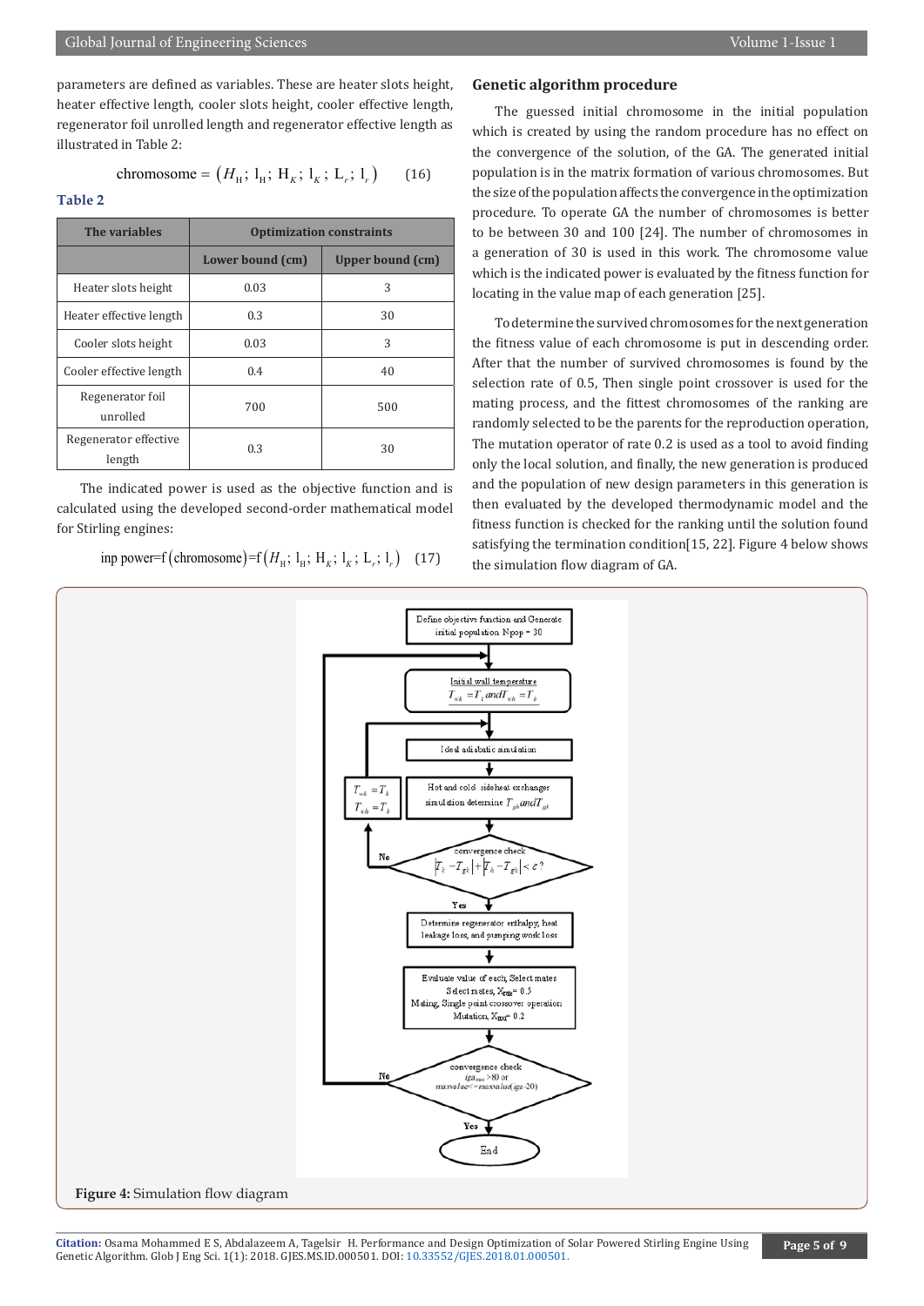parameters are defined as variables. These are heater slots height, heater effective length, cooler slots height, cooler effective length, regenerator foil unrolled length and regenerator effective length as illustrated in Table 2:

$$\text{chromosome} = \left(H_{\mathrm{H}};\ \mathrm{l}_{\mathrm{H}};\ \mathrm{H}_{K};\ \mathrm{l}_{K};\ \mathrm{L}_{r};\ \mathrm{l}_{r}\right) \qquad (16)$$

**Table 2**

| The variables | Optimization constraints | |
|---|---|---|
| | Lower bound (cm) | Upper bound (cm) |
| Heater slots height | 0.03 | 3 |
| Heater effective length | 0.3 | 30 |
| Cooler slots height | 0.03 | 3 |
| Cooler effective length | 0.4 | 40 |
| Regenerator foil unrolled | 700 | 500 |
| Regenerator effective length | 0.3 | 30 |

The indicated power is used as the objective function and is calculated using the developed second-order mathematical model for Stirling engines:

$$\text{inp power}=\mathrm{f}\left(\text{chromosome}\right)=\mathrm{f}\left(H_{\mathrm{H}};\ \mathrm{l}_{\mathrm{H}};\ \mathrm{H}_{K};\ \mathrm{l}_{K};\ \mathrm{L}_{r};\ \mathrm{l}_{r}\right) \qquad (17)$$

## Genetic algorithm procedure

The guessed initial chromosome in the initial population which is created by using the random procedure has no effect on the convergence of the solution, of the GA. The generated initial population is in the matrix formation of various chromosomes. But the size of the population affects the convergence in the optimization procedure. To operate GA the number of chromosomes is better to be between 30 and 100 [24]. The number of chromosomes in a generation of 30 is used in this work. The chromosome value which is the indicated power is evaluated by the fitness function for locating in the value map of each generation [25].

To determine the survived chromosomes for the next generation the fitness value of each chromosome is put in descending order. After that the number of survived chromosomes is found by the selection rate of 0.5, Then single point crossover is used for the mating process, and the fittest chromosomes of the ranking are randomly selected to be the parents for the reproduction operation, The mutation operator of rate 0.2 is used as a tool to avoid finding only the local solution, and finally, the new generation is produced and the population of new design parameters in this generation is then evaluated by the developed thermodynamic model and the fitness function is checked for the ranking until the solution found satisfying the termination condition[15, 22]. Figure 4 below shows the simulation flow diagram of GA.

**Figure 4:** Simulation flow diagram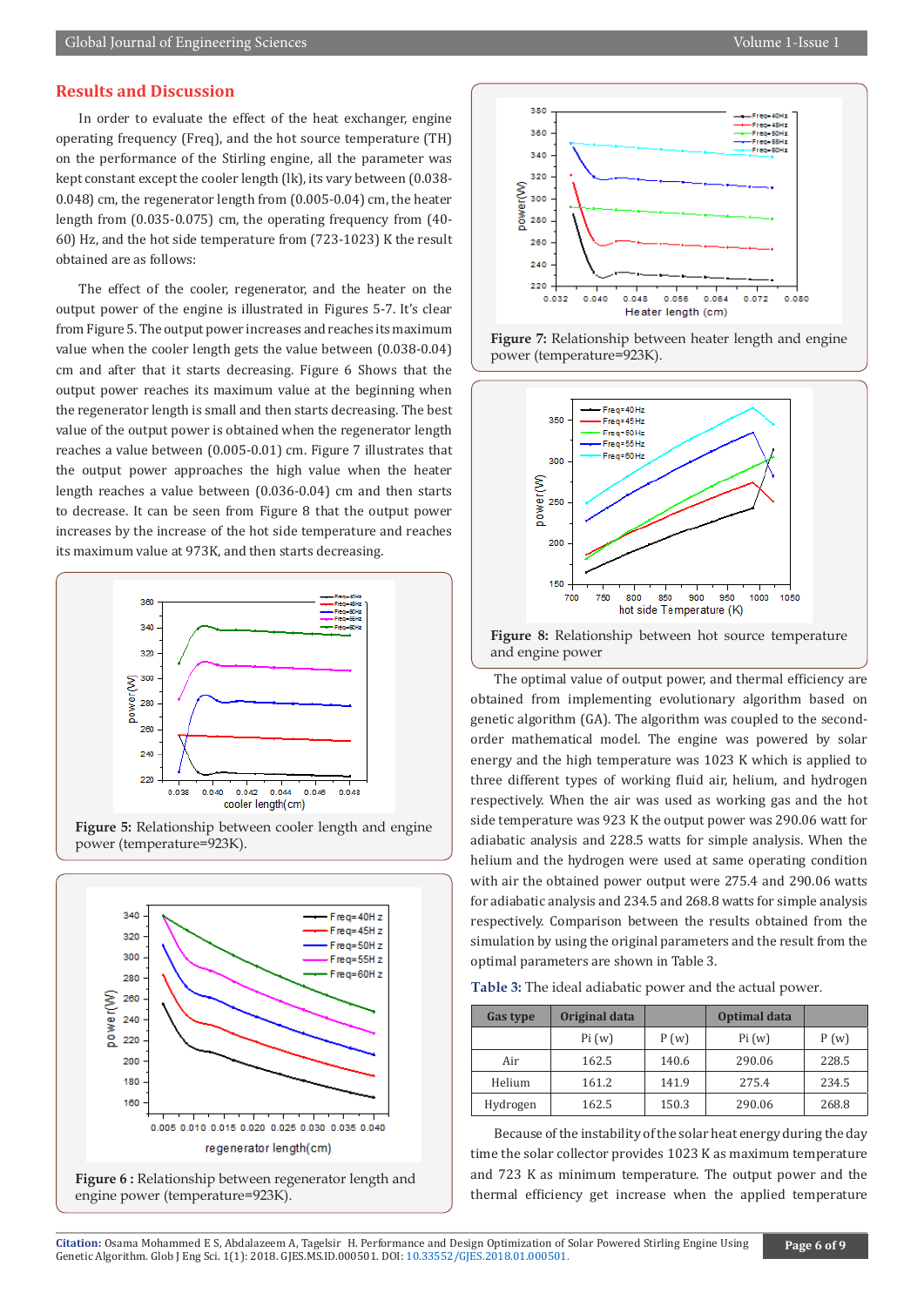## Results and Discussion

In order to evaluate the effect of the heat exchanger, engine operating frequency (Freq), and the hot source temperature (TH) on the performance of the Stirling engine, all the parameter was kept constant except the cooler length (lk), its vary between (0.038-0.048) cm, the regenerator length from (0.005-0.04) cm, the heater length from (0.035-0.075) cm, the operating frequency from (40-60) Hz, and the hot side temperature from (723-1023) K the result obtained are as follows:

The effect of the cooler, regenerator, and the heater on the output power of the engine is illustrated in Figures 5-7. It's clear from Figure 5. The output power increases and reaches its maximum value when the cooler length gets the value between (0.038-0.04) cm and after that it starts decreasing. Figure 6 Shows that the output power reaches its maximum value at the beginning when the regenerator length is small and then starts decreasing. The best value of the output power is obtained when the regenerator length reaches a value between (0.005-0.01) cm. Figure 7 illustrates that the output power approaches the high value when the heater length reaches a value between (0.036-0.04) cm and then starts to decrease. It can be seen from Figure 8 that the output power increases by the increase of the hot side temperature and reaches its maximum value at 973K, and then starts decreasing.

**Figure 5:** Relationship between cooler length and engine power (temperature=923K).

**Figure 6 :** Relationship between regenerator length and engine power (temperature=923K).

**Figure 7:** Relationship between heater length and engine power (temperature=923K).

**Figure 8:** Relationship between hot source temperature and engine power

The optimal value of output power, and thermal efficiency are obtained from implementing evolutionary algorithm based on genetic algorithm (GA). The algorithm was coupled to the second-order mathematical model. The engine was powered by solar energy and the high temperature was 1023 K which is applied to three different types of working fluid air, helium, and hydrogen respectively. When the air was used as working gas and the hot side temperature was 923 K the output power was 290.06 watt for adiabatic analysis and 228.5 watts for simple analysis. When the helium and the hydrogen were used at same operating condition with air the obtained power output were 275.4 and 290.06 watts for adiabatic analysis and 234.5 and 268.8 watts for simple analysis respectively. Comparison between the results obtained from the simulation by using the original parameters and the result from the optimal parameters are shown in Table 3.

**Table 3:** The ideal adiabatic power and the actual power.

| Gas type | Original data | | Optimal data | |
|---|---|---|---|---|
| | Pi (w) | P (w) | Pi (w) | P (w) |
| Air | 162.5 | 140.6 | 290.06 | 228.5 |
| Helium | 161.2 | 141.9 | 275.4 | 234.5 |
| Hydrogen | 162.5 | 150.3 | 290.06 | 268.8 |

Because of the instability of the solar heat energy during the day time the solar collector provides 1023 K as maximum temperature and 723 K as minimum temperature. The output power and the thermal efficiency get increase when the applied temperature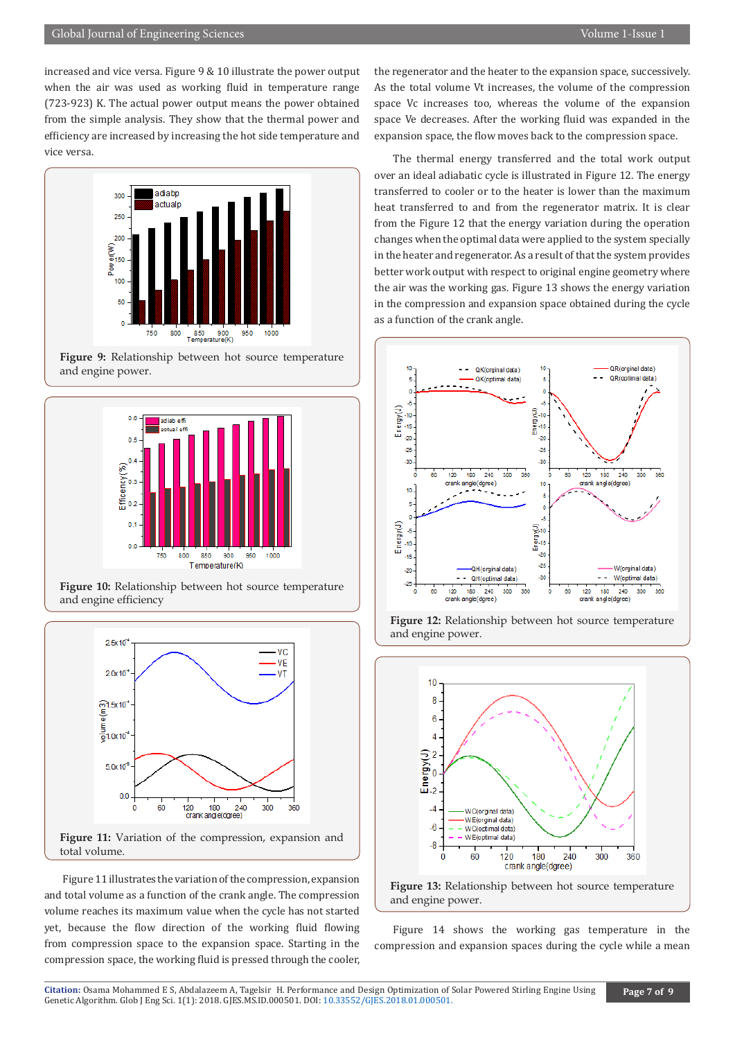increased and vice versa. Figure 9 & 10 illustrate the power output when the air was used as working fluid in temperature range (723-923) K. The actual power output means the power obtained from the simple analysis. They show that the thermal power and efficiency are increased by increasing the hot side temperature and vice versa.

**Figure 9:** Relationship between hot source temperature and engine power.

**Figure 10:** Relationship between hot source temperature and engine efficiency

**Figure 11:** Variation of the compression, expansion and total volume.

Figure 11 illustrates the variation of the compression, expansion and total volume as a function of the crank angle. The compression volume reaches its maximum value when the cycle has not started yet, because the flow direction of the working fluid flowing from compression space to the expansion space. Starting in the compression space, the working fluid is pressed through the cooler, the regenerator and the heater to the expansion space, successively. As the total volume Vt increases, the volume of the compression space Vc increases too, whereas the volume of the expansion space Ve decreases. After the working fluid was expanded in the expansion space, the flow moves back to the compression space.

The thermal energy transferred and the total work output over an ideal adiabatic cycle is illustrated in Figure 12. The energy transferred to cooler or to the heater is lower than the maximum heat transferred to and from the regenerator matrix. It is clear from the Figure 12 that the energy variation during the operation changes when the optimal data were applied to the system specially in the heater and regenerator. As a result of that the system provides better work output with respect to original engine geometry where the air was the working gas. Figure 13 shows the energy variation in the compression and expansion space obtained during the cycle as a function of the crank angle.

**Figure 12:** Relationship between hot source temperature and engine power.

**Figure 13:** Relationship between hot source temperature and engine power.

Figure 14 shows the working gas temperature in the compression and expansion spaces during the cycle while a mean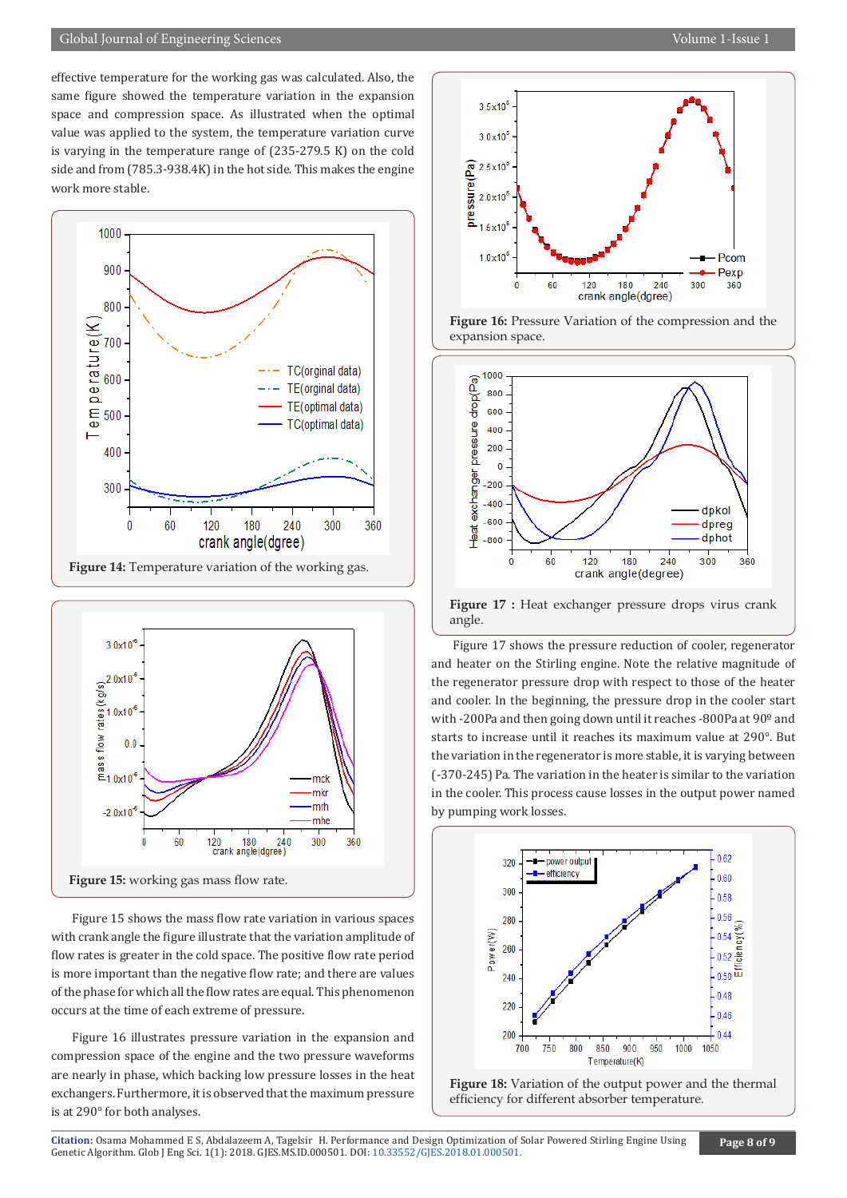effective temperature for the working gas was calculated. Also, the same figure showed the temperature variation in the expansion space and compression space. As illustrated when the optimal value was applied to the system, the temperature variation curve is varying in the temperature range of (235-279.5 K) on the cold side and from (785.3-938.4K) in the hot side. This makes the engine work more stable.

**Figure 14:** Temperature variation of the working gas.

**Figure 15:** working gas mass flow rate.

Figure 15 shows the mass flow rate variation in various spaces with crank angle the figure illustrate that the variation amplitude of flow rates is greater in the cold space. The positive flow rate period is more important than the negative flow rate; and there are values of the phase for which all the flow rates are equal. This phenomenon occurs at the time of each extreme of pressure.

Figure 16 illustrates pressure variation in the expansion and compression space of the engine and the two pressure waveforms are nearly in phase, which backing low pressure losses in the heat exchangers. Furthermore, it is observed that the maximum pressure is at 290° for both analyses.

**Figure 16:** Pressure Variation of the compression and the expansion space.

**Figure 17 :** Heat exchanger pressure drops virus crank angle.

Figure 17 shows the pressure reduction of cooler, regenerator and heater on the Stirling engine. Note the relative magnitude of the regenerator pressure drop with respect to those of the heater and cooler. In the beginning, the pressure drop in the cooler start with -200Pa and then going down until it reaches -800Pa at 90º and starts to increase until it reaches its maximum value at 290°. But the variation in the regenerator is more stable, it is varying between (-370-245) Pa. The variation in the heater is similar to the variation in the cooler. This process cause losses in the output power named by pumping work losses.

**Figure 18:** Variation of the output power and the thermal efficiency for different absorber temperature.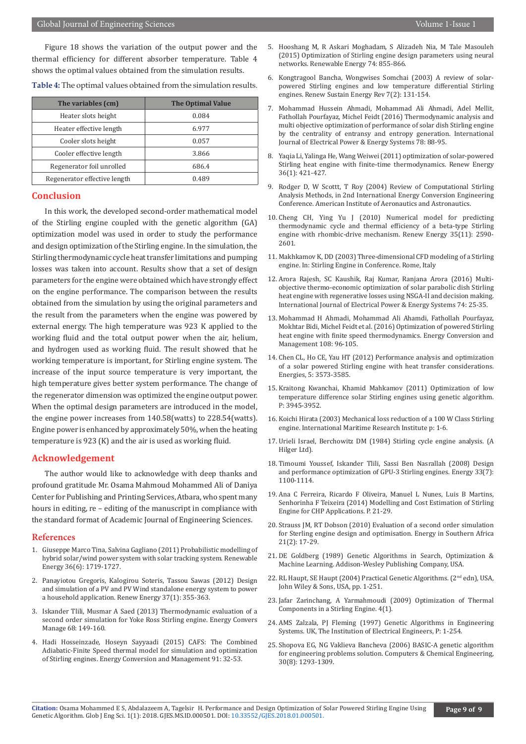Figure 18 shows the variation of the output power and the thermal efficiency for different absorber temperature. Table 4 shows the optimal values obtained from the simulation results.

**Table 4:** The optimal values obtained from the simulation results.

| The variables (cm) | The Optimal Value |
|---|---|
| Heater slots height | 0.084 |
| Heater effective length | 6.977 |
| Cooler slots height | 0.057 |
| Cooler effective length | 3.866 |
| Regenerator foil unrolled | 686.4 |
| Regenerator effective length | 0.489 |

## Conclusion

In this work, the developed second-order mathematical model of the Stirling engine coupled with the genetic algorithm (GA) optimization model was used in order to study the performance and design optimization of the Stirling engine. In the simulation, the Stirling thermodynamic cycle heat transfer limitations and pumping losses was taken into account. Results show that a set of design parameters for the engine were obtained which have strongly effect on the engine performance. The comparison between the results obtained from the simulation by using the original parameters and the result from the parameters when the engine was powered by external energy. The high temperature was 923 K applied to the working fluid and the total output power when the air, helium, and hydrogen used as working fluid. The result showed that he working temperature is important, for Stirling engine system. The increase of the input source temperature is very important, the high temperature gives better system performance. The change of the regenerator dimension was optimized the engine output power. When the optimal design parameters are introduced in the model, the engine power increases from 140.58(watts) to 228.54(watts). Engine power is enhanced by approximately 50%, when the heating temperature is 923 (K) and the air is used as working fluid.

## Acknowledgement

The author would like to acknowledge with deep thanks and profound gratitude Mr. Osama Mahmoud Mohammed Ali of Daniya Center for Publishing and Printing Services, Atbara, who spent many hours in editing, re – editing of the manuscript in compliance with the standard format of Academic Journal of Engineering Sciences.

## References

1. Giuseppe Marco Tina, Salvina Gagliano (2011) Probabilistic modelling of hybrid solar/wind power system with solar tracking system. Renewable Energy 36(6): 1719-1727.
2. Panayiotou Gregoris, Kalogirou Soteris, Tassou Sawas (2012) Design and simulation of a PV and PV Wind standalone energy system to power a household application. Renew Energy 37(1): 355-363.
3. Iskander Tlili, Musmar A Saed (2013) Thermodynamic evaluation of a second order simulation for Yoke Ross Stirling engine. Energy Convers Manage 68: 149-160.
4. Hadi Hosseinzade, Hoseyn Sayyaadi (2015) CAFS: The Combined Adiabatic-Finite Speed thermal model for simulation and optimization of Stirling engines. Energy Conversion and Management 91: 32-53.
5. Hooshang M, R Askari Moghadam, S Alizadeh Nia, M Tale Masouleh (2015) Optimization of Stirling engine design parameters using neural networks. Renewable Energy 74: 855-866.
6. Kongtragool Bancha, Wongwises Somchai (2003) A review of solar-powered Stirling engines and low temperature differential Stirling engines. Renew Sustain Energy Rev 7(2): 131-154.
7. Mohammad Hussein Ahmadi, Mohammad Ali Ahmadi, Adel Mellit, Fathollah Pourfayaz, Michel Feidt (2016) Thermodynamic analysis and multi objective optimization of performance of solar dish Stirling engine by the centrality of entransy and entropy generation. International Journal of Electrical Power & Energy Systems 78: 88-95.
8. Yaqia Li, Yalinga He, Wang Weiwei (2011) optimization of solar-powered Stirling heat engine with finite-time thermodynamics. Renew Energy 36(1): 421-427.
9. Rodger D, W Scottt, T Roy (2004) Review of Computational Stirling Analysis Methods, in 2nd International Energy Conversion Engineering Conference. American Institute of Aeronautics and Astronautics.
10. Cheng CH, Ying Yu J (2010) Numerical model for predicting thermodynamic cycle and thermal efficiency of a beta-type Stirling engine with rhombic-drive mechanism. Renew Energy 35(11): 2590-2601.
11. Makhkamov K, DD (2003) Three-dimensional CFD modeling of a Stirling engine. In: Stirling Engine in Conference. Rome, Italy
12. Arora Rajesh, SC Kaushik, Raj Kumar, Ranjana Arora (2016) Multi-objective thermo-economic optimization of solar parabolic dish Stirling heat engine with regenerative losses using NSGA-II and decision making. International Journal of Electrical Power & Energy Systems 74: 25-35.
13. Mohammad H Ahmadi, Mohammad Ali Ahamdi, Fathollah Pourfayaz, Mokhtar Bidi, Michel Feidt et al. (2016) Optimization of powered Stirling heat engine with finite speed thermodynamics. Energy Conversion and Management 108: 96-105.
14. Chen CL, Ho CE, Yau HT (2012) Performance analysis and optimization of a solar powered Stirling engine with heat transfer considerations. Energies, 5: 3573-3585.
15. Kraitong Kwanchai, Khamid Mahkamov (2011) Optimization of low temperature difference solar Stirling engines using genetic algorithm. P: 3945-3952.
16. Koichi Hirata (2003) Mechanical loss reduction of a 100 W Class Stirling engine. International Maritime Research Institute p: 1-6.
17. Urieli Israel, Berchowitz DM (1984) Stirling cycle engine analysis. (A Hilger Ltd).
18. Timoumi Youssef, Iskander Tlili, Sassi Ben Nasrallah (2008) Design and performance optimization of GPU-3 Stirling engines. Energy 33(7): 1100-1114.
19. Ana C Ferreira, Ricardo F Oliveira, Manuel L Nunes, Luis B Martins, Senhorinha F Teixeira (2014) Modelling and Cost Estimation of Stirling Engine for CHP Applications. P. 21-29.
20. Strauss JM, RT Dobson (2010) Evaluation of a second order simulation for Sterling engine design and optimisation. Energy in Southern Africa 21(2): 17-29.
21. DE Goldberg (1989) Genetic Algorithms in Search, Optimization & Machine Learning. Addison-Wesley Publishing Company, USA.
22. RL Haupt, SE Haupt (2004) Practical Genetic Algorithms. (2nd edn), USA, John Wiley & Sons, USA, pp. 1-251.
23. Jafar Zarinchang, A Yarmahmoudi (2009) Optimization of Thermal Components in a Stirling Engine. 4(1).
24. AMS Zalzala, PJ Fleming (1997) Genetic Algorithms in Engineering Systems. UK, The Institution of Electrical Engineers, P: 1-254.
25. Shopova EG, NG Vaklieva Bancheva (2006) BASIC-A genetic algorithm for engineering problems solution. Computers & Chemical Engineering, 30(8): 1293-1309.

**Citation:** Osama Mohammed E S, Abdalazeem A, Tagelsir H. Performance and Design Optimization of Solar Powered Stirling Engine Using Genetic Algorithm. Glob J Eng Sci. 1(1): 2018. GJES.MS.ID.000501. DOI: 10.33552/GJES.2018.01.000501.